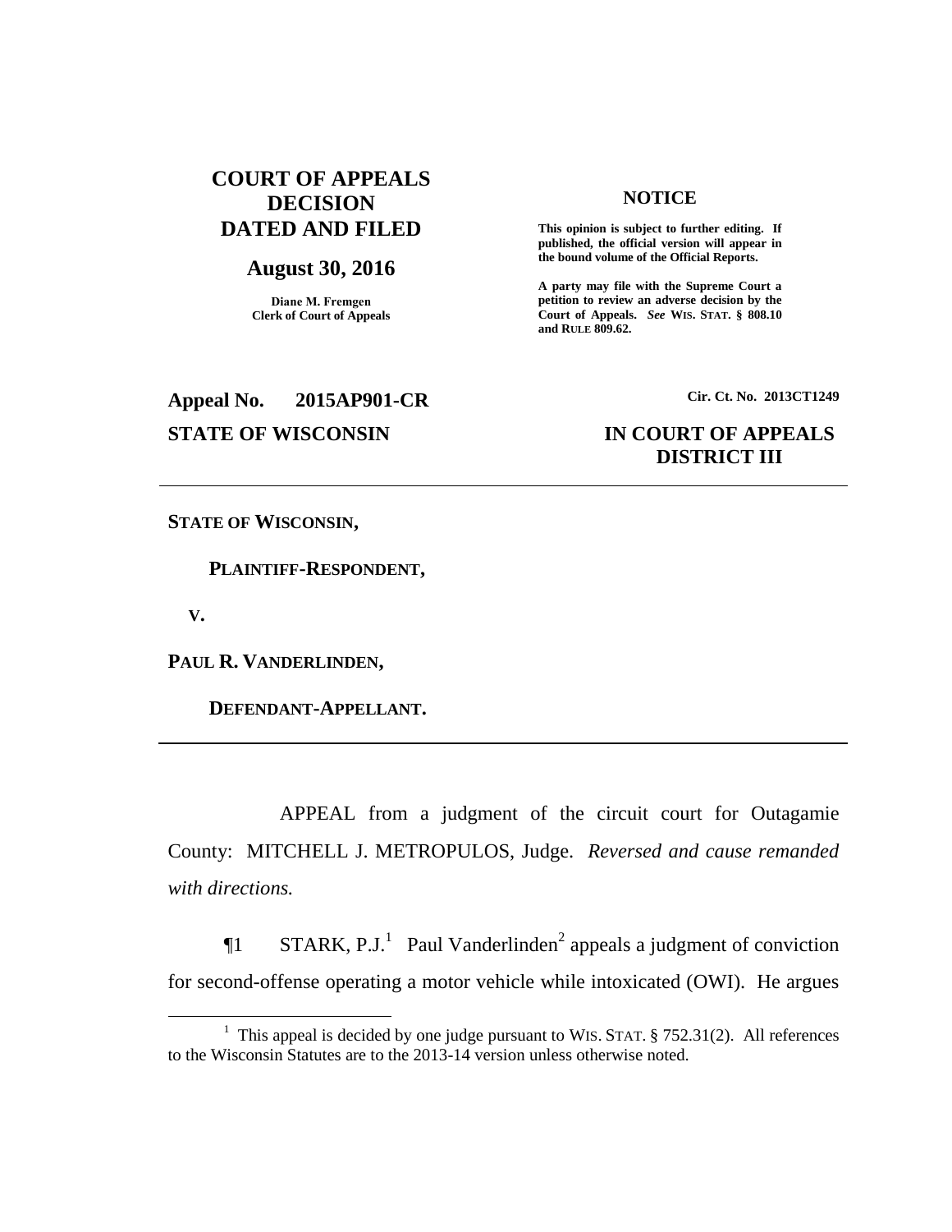**COURT OF APPEALS DECISION DATED AND FILED**

**August 30, 2016**

**Diane M. Fremgen**
**Clerk of Court of Appeals**

**NOTICE**

**This opinion is subject to further editing. If published, the official version will appear in the bound volume of the Official Reports.**

**A party may file with the Supreme Court a petition to review an adverse decision by the Court of Appeals.** ***See*** **WIS. STAT. § 808.10 and RULE 809.62.**

**Appeal No. 2015AP901-CR**

**Cir. Ct. No. 2013CT1249**

**STATE OF WISCONSIN**

**IN COURT OF APPEALS**
**DISTRICT III**

---

**STATE OF WISCONSIN,**

**PLAINTIFF-RESPONDENT,**

**V.**

**PAUL R. VANDERLINDEN,**

**DEFENDANT-APPELLANT.**

---

APPEAL from a judgment of the circuit court for Outagamie County: MITCHELL J. METROPULOS, Judge. *Reversed and cause remanded with directions.*

¶1 STARK, P.J.[1] Paul Vanderlinden[2] appeals a judgment of conviction for second-offense operating a motor vehicle while intoxicated (OWI). He argues

[1] This appeal is decided by one judge pursuant to WIS. STAT. § 752.31(2). All references to the Wisconsin Statutes are to the 2013-14 version unless otherwise noted.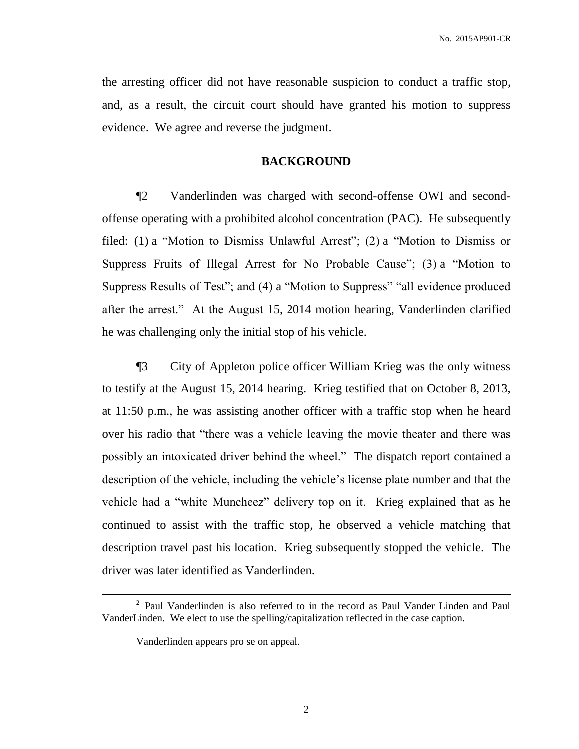the arresting officer did not have reasonable suspicion to conduct a traffic stop, and, as a result, the circuit court should have granted his motion to suppress evidence. We agree and reverse the judgment.

## BACKGROUND

¶2 Vanderlinden was charged with second-offense OWI and second-offense operating with a prohibited alcohol concentration (PAC). He subsequently filed: (1) a "Motion to Dismiss Unlawful Arrest"; (2) a "Motion to Dismiss or Suppress Fruits of Illegal Arrest for No Probable Cause"; (3) a "Motion to Suppress Results of Test"; and (4) a "Motion to Suppress" "all evidence produced after the arrest." At the August 15, 2014 motion hearing, Vanderlinden clarified he was challenging only the initial stop of his vehicle.

¶3 City of Appleton police officer William Krieg was the only witness to testify at the August 15, 2014 hearing. Krieg testified that on October 8, 2013, at 11:50 p.m., he was assisting another officer with a traffic stop when he heard over his radio that "there was a vehicle leaving the movie theater and there was possibly an intoxicated driver behind the wheel." The dispatch report contained a description of the vehicle, including the vehicle's license plate number and that the vehicle had a "white Muncheez" delivery top on it. Krieg explained that as he continued to assist with the traffic stop, he observed a vehicle matching that description travel past his location. Krieg subsequently stopped the vehicle. The driver was later identified as Vanderlinden.

---

[2] Paul Vanderlinden is also referred to in the record as Paul Vander Linden and Paul VanderLinden. We elect to use the spelling/capitalization reflected in the case caption.

Vanderlinden appears pro se on appeal.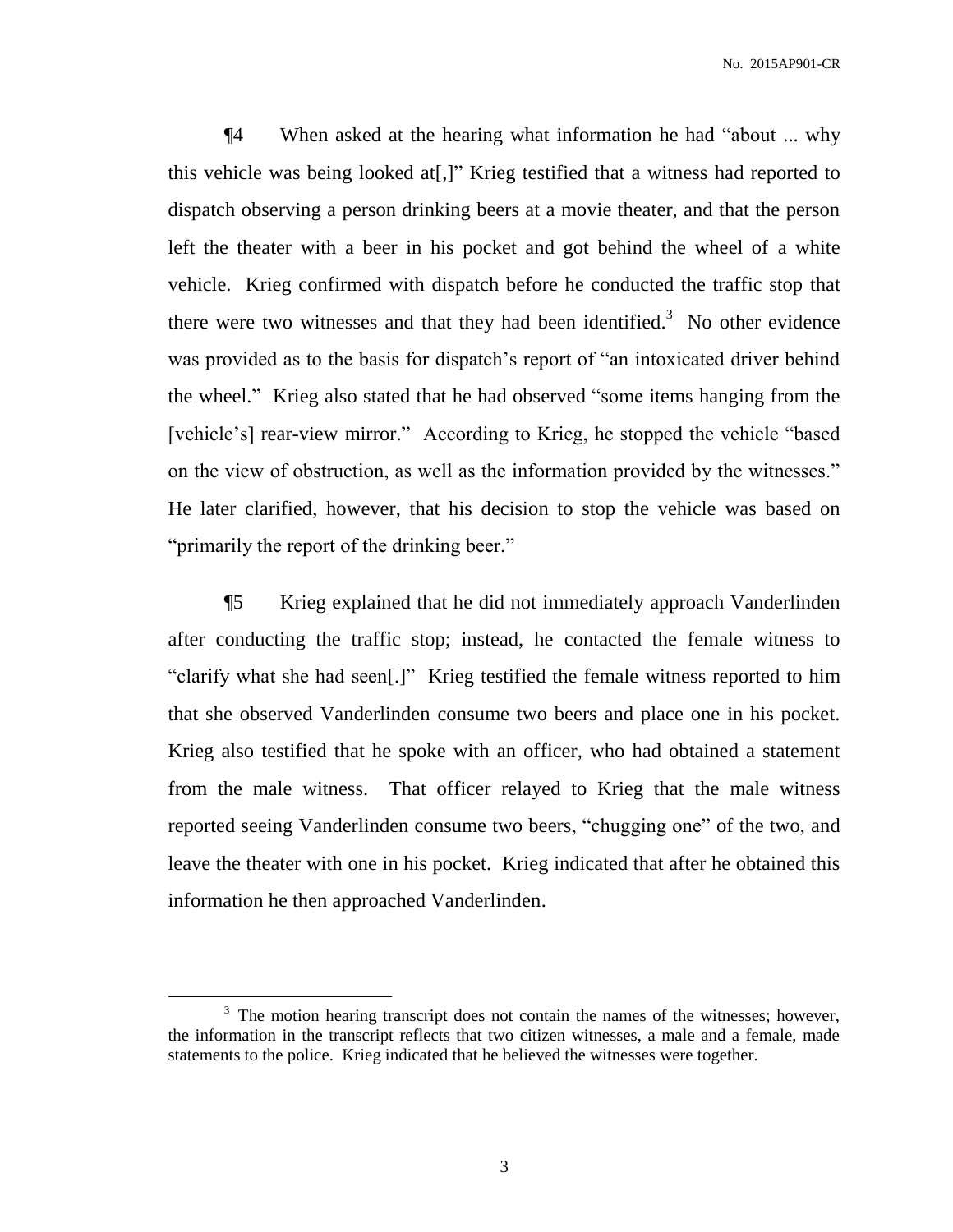¶4 When asked at the hearing what information he had "about ... why this vehicle was being looked at[,]" Krieg testified that a witness had reported to dispatch observing a person drinking beers at a movie theater, and that the person left the theater with a beer in his pocket and got behind the wheel of a white vehicle. Krieg confirmed with dispatch before he conducted the traffic stop that there were two witnesses and that they had been identified.[3] No other evidence was provided as to the basis for dispatch's report of "an intoxicated driver behind the wheel." Krieg also stated that he had observed "some items hanging from the [vehicle's] rear-view mirror." According to Krieg, he stopped the vehicle "based on the view of obstruction, as well as the information provided by the witnesses." He later clarified, however, that his decision to stop the vehicle was based on "primarily the report of the drinking beer."

¶5 Krieg explained that he did not immediately approach Vanderlinden after conducting the traffic stop; instead, he contacted the female witness to "clarify what she had seen[.]" Krieg testified the female witness reported to him that she observed Vanderlinden consume two beers and place one in his pocket. Krieg also testified that he spoke with an officer, who had obtained a statement from the male witness. That officer relayed to Krieg that the male witness reported seeing Vanderlinden consume two beers, "chugging one" of the two, and leave the theater with one in his pocket. Krieg indicated that after he obtained this information he then approached Vanderlinden.

---

[3] The motion hearing transcript does not contain the names of the witnesses; however, the information in the transcript reflects that two citizen witnesses, a male and a female, made statements to the police. Krieg indicated that he believed the witnesses were together.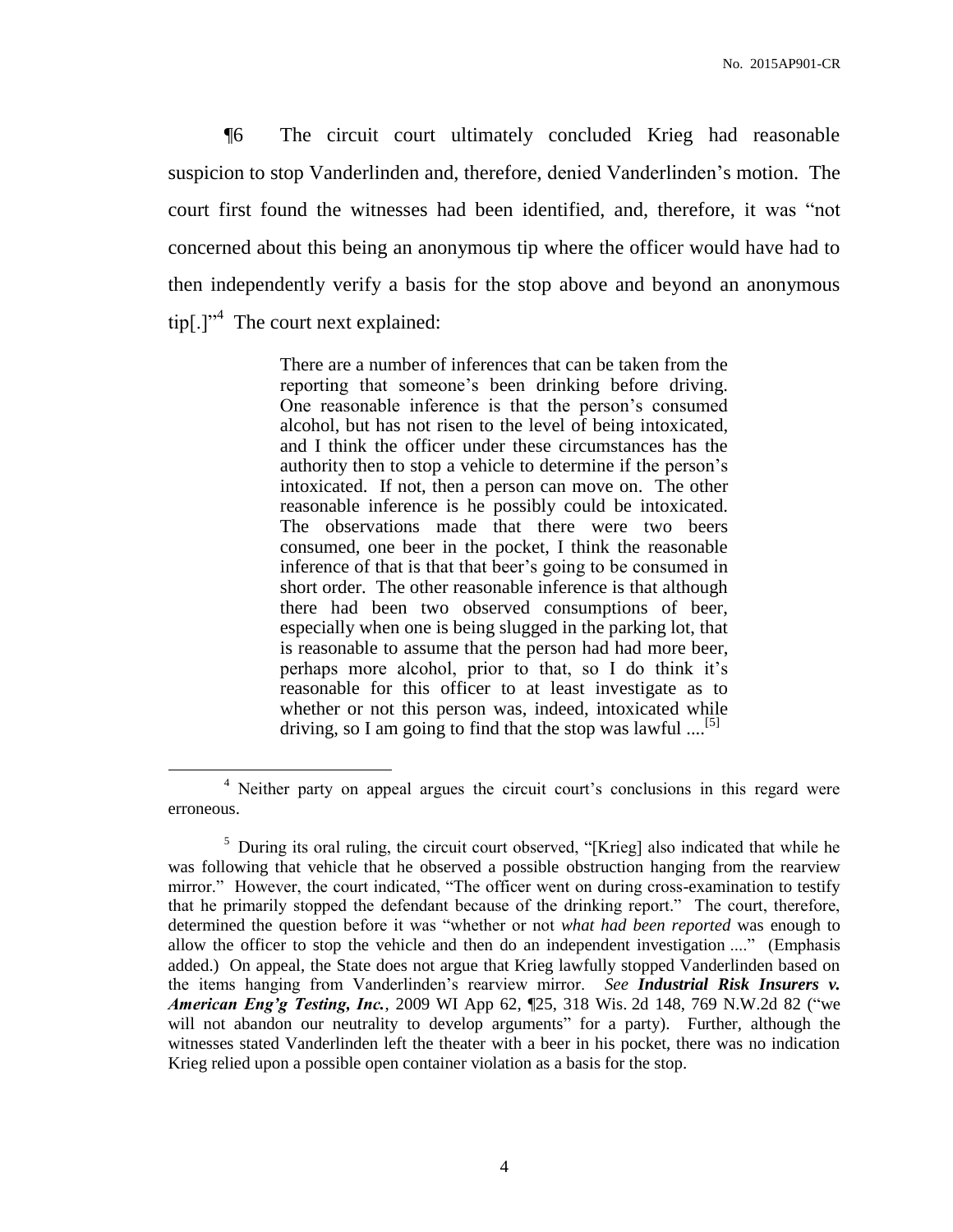¶6 The circuit court ultimately concluded Krieg had reasonable suspicion to stop Vanderlinden and, therefore, denied Vanderlinden's motion. The court first found the witnesses had been identified, and, therefore, it was "not concerned about this being an anonymous tip where the officer would have had to then independently verify a basis for the stop above and beyond an anonymous tip[.]"[4] The court next explained:

> There are a number of inferences that can be taken from the reporting that someone's been drinking before driving. One reasonable inference is that the person's consumed alcohol, but has not risen to the level of being intoxicated, and I think the officer under these circumstances has the authority then to stop a vehicle to determine if the person's intoxicated. If not, then a person can move on. The other reasonable inference is he possibly could be intoxicated. The observations made that there were two beers consumed, one beer in the pocket, I think the reasonable inference of that is that that beer's going to be consumed in short order. The other reasonable inference is that although there had been two observed consumptions of beer, especially when one is being slugged in the parking lot, that is reasonable to assume that the person had had more beer, perhaps more alcohol, prior to that, so I do think it's reasonable for this officer to at least investigate as to whether or not this person was, indeed, intoxicated while driving, so I am going to find that the stop was lawful ....[5]

---

[4] Neither party on appeal argues the circuit court's conclusions in this regard were erroneous.

[5] During its oral ruling, the circuit court observed, "[Krieg] also indicated that while he was following that vehicle that he observed a possible obstruction hanging from the rearview mirror." However, the court indicated, "The officer went on during cross-examination to testify that he primarily stopped the defendant because of the drinking report." The court, therefore, determined the question before it was "whether or not *what had been reported* was enough to allow the officer to stop the vehicle and then do an independent investigation ...." (Emphasis added.) On appeal, the State does not argue that Krieg lawfully stopped Vanderlinden based on the items hanging from Vanderlinden's rearview mirror. *See* ***Industrial Risk Insurers v. American Eng'g Testing, Inc.***, 2009 WI App 62, ¶25, 318 Wis. 2d 148, 769 N.W.2d 82 ("we will not abandon our neutrality to develop arguments" for a party). Further, although the witnesses stated Vanderlinden left the theater with a beer in his pocket, there was no indication Krieg relied upon a possible open container violation as a basis for the stop.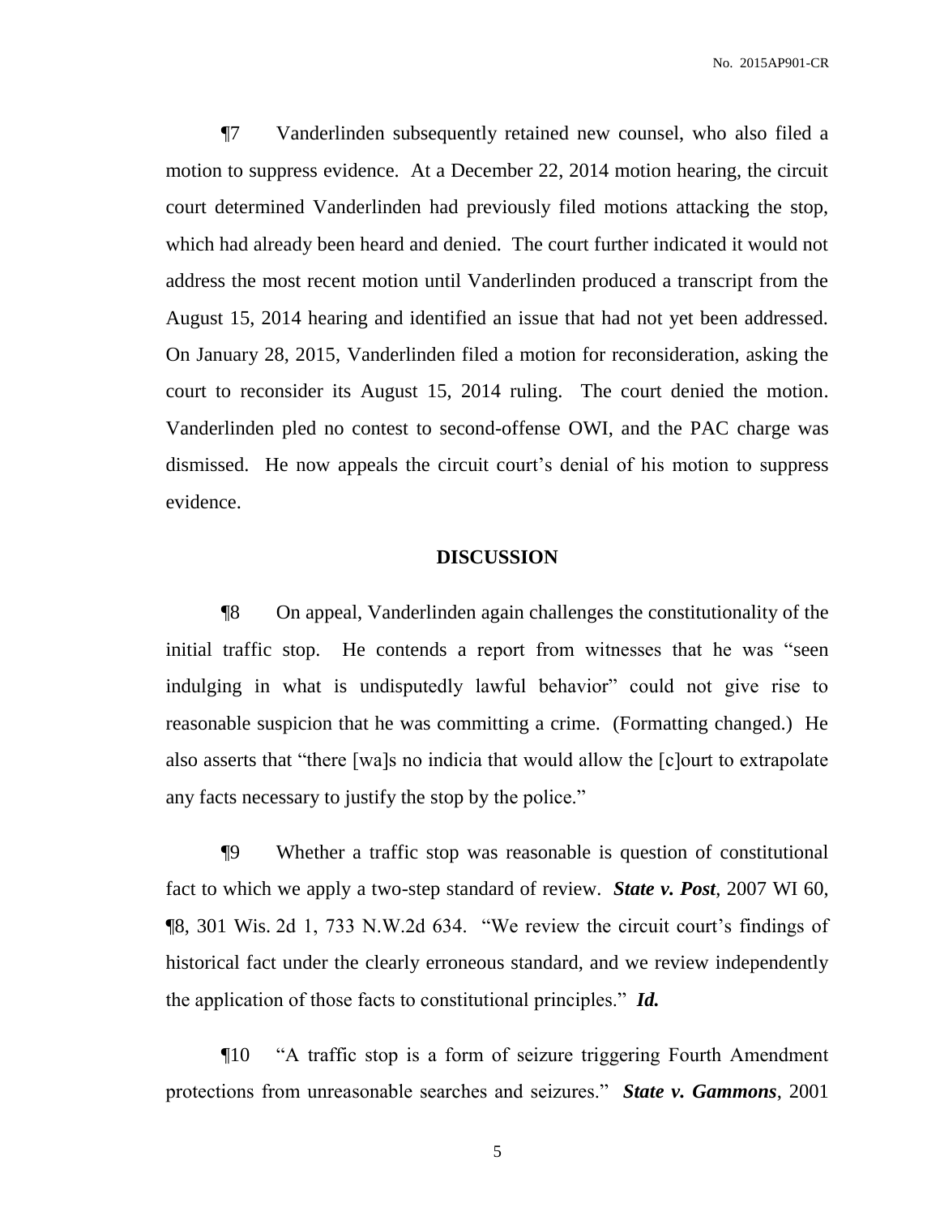¶7 Vanderlinden subsequently retained new counsel, who also filed a motion to suppress evidence. At a December 22, 2014 motion hearing, the circuit court determined Vanderlinden had previously filed motions attacking the stop, which had already been heard and denied. The court further indicated it would not address the most recent motion until Vanderlinden produced a transcript from the August 15, 2014 hearing and identified an issue that had not yet been addressed. On January 28, 2015, Vanderlinden filed a motion for reconsideration, asking the court to reconsider its August 15, 2014 ruling. The court denied the motion. Vanderlinden pled no contest to second-offense OWI, and the PAC charge was dismissed. He now appeals the circuit court's denial of his motion to suppress evidence.

## DISCUSSION

¶8 On appeal, Vanderlinden again challenges the constitutionality of the initial traffic stop. He contends a report from witnesses that he was "seen indulging in what is undisputedly lawful behavior" could not give rise to reasonable suspicion that he was committing a crime. (Formatting changed.) He also asserts that "there [wa]s no indicia that would allow the [c]ourt to extrapolate any facts necessary to justify the stop by the police."

¶9 Whether a traffic stop was reasonable is question of constitutional fact to which we apply a two-step standard of review. ***State v. Post***, 2007 WI 60, ¶8, 301 Wis. 2d 1, 733 N.W.2d 634. "We review the circuit court's findings of historical fact under the clearly erroneous standard, and we review independently the application of those facts to constitutional principles." ***Id.***

¶10 "A traffic stop is a form of seizure triggering Fourth Amendment protections from unreasonable searches and seizures." ***State v. Gammons***, 2001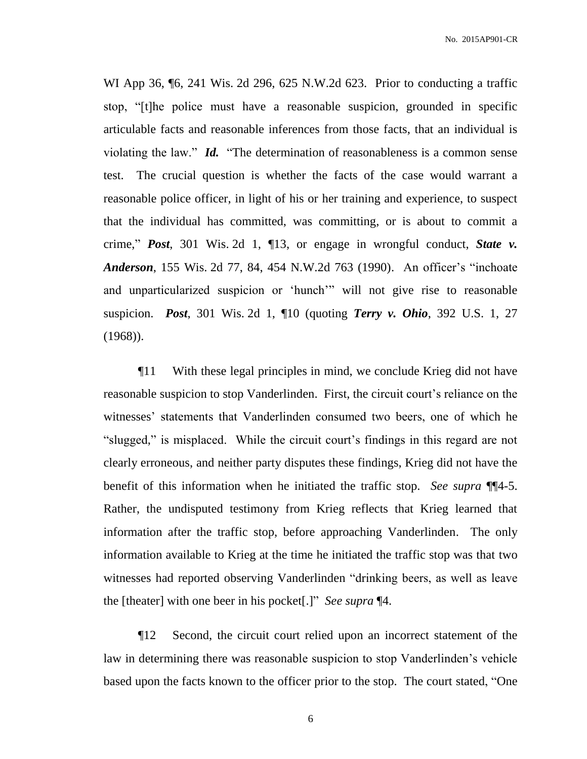WI App 36, ¶6, 241 Wis. 2d 296, 625 N.W.2d 623. Prior to conducting a traffic stop, "[t]he police must have a reasonable suspicion, grounded in specific articulable facts and reasonable inferences from those facts, that an individual is violating the law." ***Id.*** "The determination of reasonableness is a common sense test. The crucial question is whether the facts of the case would warrant a reasonable police officer, in light of his or her training and experience, to suspect that the individual has committed, was committing, or is about to commit a crime," ***Post***, 301 Wis. 2d 1, ¶13, or engage in wrongful conduct, ***State v. Anderson***, 155 Wis. 2d 77, 84, 454 N.W.2d 763 (1990). An officer's "inchoate and unparticularized suspicion or 'hunch'" will not give rise to reasonable suspicion. ***Post***, 301 Wis. 2d 1, ¶10 (quoting ***Terry v. Ohio***, 392 U.S. 1, 27 (1968)).

¶11 With these legal principles in mind, we conclude Krieg did not have reasonable suspicion to stop Vanderlinden. First, the circuit court's reliance on the witnesses' statements that Vanderlinden consumed two beers, one of which he "slugged," is misplaced. While the circuit court's findings in this regard are not clearly erroneous, and neither party disputes these findings, Krieg did not have the benefit of this information when he initiated the traffic stop. *See supra* ¶¶4-5. Rather, the undisputed testimony from Krieg reflects that Krieg learned that information after the traffic stop, before approaching Vanderlinden. The only information available to Krieg at the time he initiated the traffic stop was that two witnesses had reported observing Vanderlinden "drinking beers, as well as leave the [theater] with one beer in his pocket[.]" *See supra* ¶4.

¶12 Second, the circuit court relied upon an incorrect statement of the law in determining there was reasonable suspicion to stop Vanderlinden's vehicle based upon the facts known to the officer prior to the stop. The court stated, "One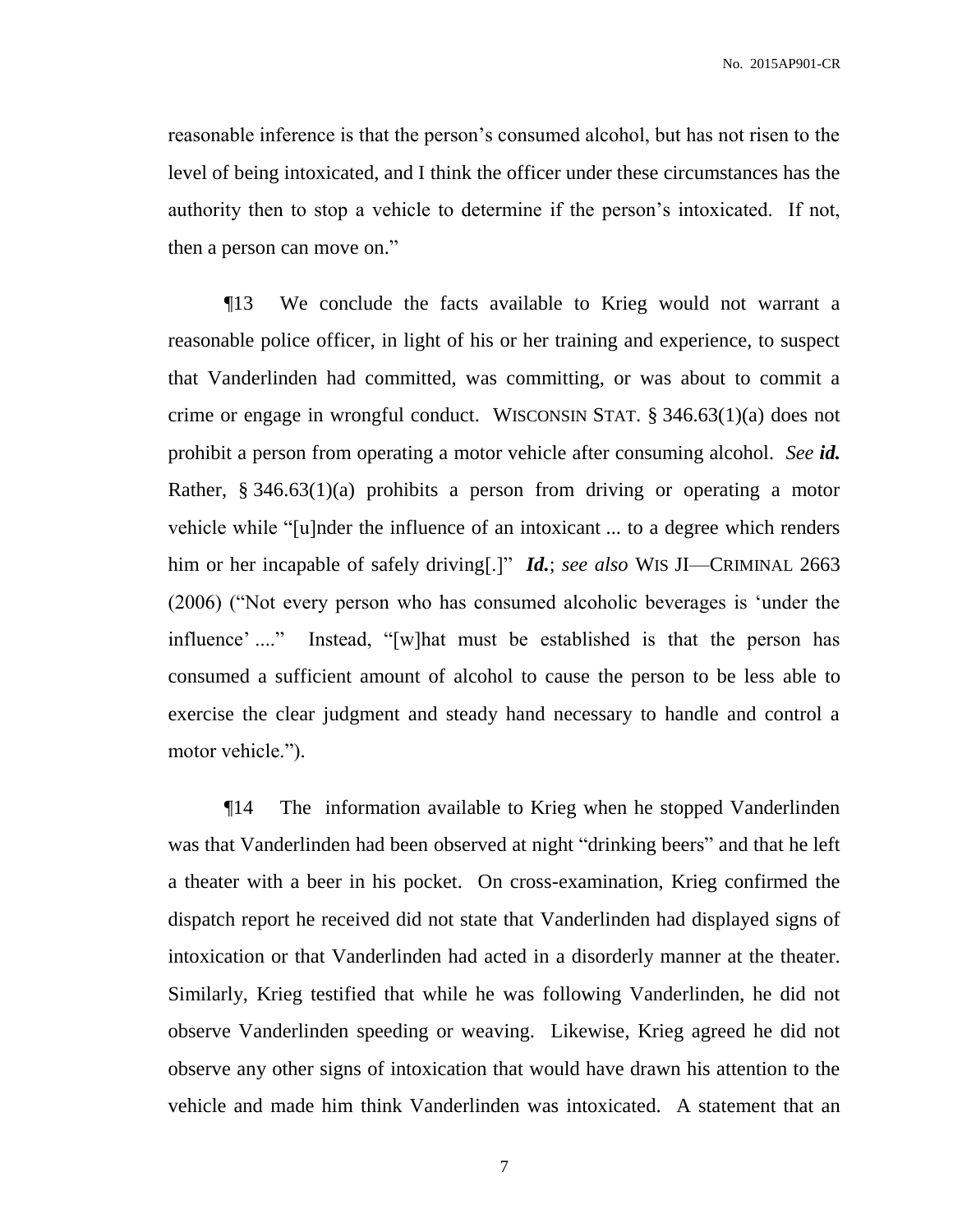reasonable inference is that the person's consumed alcohol, but has not risen to the level of being intoxicated, and I think the officer under these circumstances has the authority then to stop a vehicle to determine if the person's intoxicated. If not, then a person can move on."

¶13 We conclude the facts available to Krieg would not warrant a reasonable police officer, in light of his or her training and experience, to suspect that Vanderlinden had committed, was committing, or was about to commit a crime or engage in wrongful conduct. WISCONSIN STAT. § 346.63(1)(a) does not prohibit a person from operating a motor vehicle after consuming alcohol. *See* ***id.*** Rather, § 346.63(1)(a) prohibits a person from driving or operating a motor vehicle while "[u]nder the influence of an intoxicant ... to a degree which renders him or her incapable of safely driving[.]" ***Id.***; *see also* WIS JI—CRIMINAL 2663 (2006) ("Not every person who has consumed alcoholic beverages is 'under the influence' ...." Instead, "[w]hat must be established is that the person has consumed a sufficient amount of alcohol to cause the person to be less able to exercise the clear judgment and steady hand necessary to handle and control a motor vehicle.").

¶14 The information available to Krieg when he stopped Vanderlinden was that Vanderlinden had been observed at night "drinking beers" and that he left a theater with a beer in his pocket. On cross-examination, Krieg confirmed the dispatch report he received did not state that Vanderlinden had displayed signs of intoxication or that Vanderlinden had acted in a disorderly manner at the theater. Similarly, Krieg testified that while he was following Vanderlinden, he did not observe Vanderlinden speeding or weaving. Likewise, Krieg agreed he did not observe any other signs of intoxication that would have drawn his attention to the vehicle and made him think Vanderlinden was intoxicated. A statement that an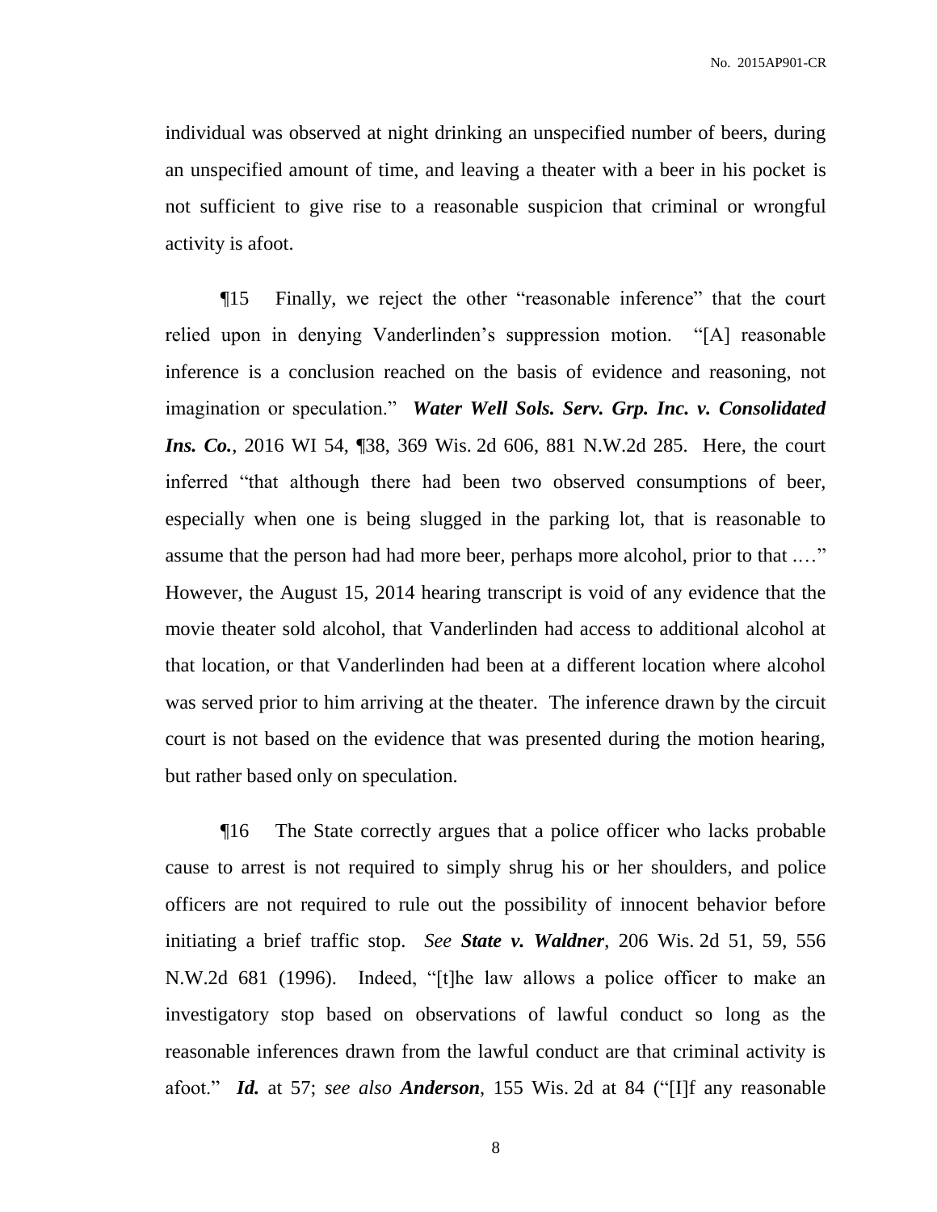individual was observed at night drinking an unspecified number of beers, during an unspecified amount of time, and leaving a theater with a beer in his pocket is not sufficient to give rise to a reasonable suspicion that criminal or wrongful activity is afoot.

¶15 Finally, we reject the other "reasonable inference" that the court relied upon in denying Vanderlinden's suppression motion. "[A] reasonable inference is a conclusion reached on the basis of evidence and reasoning, not imagination or speculation." ***Water Well Sols. Serv. Grp. Inc. v. Consolidated Ins. Co.***, 2016 WI 54, ¶38, 369 Wis. 2d 606, 881 N.W.2d 285. Here, the court inferred "that although there had been two observed consumptions of beer, especially when one is being slugged in the parking lot, that is reasonable to assume that the person had had more beer, perhaps more alcohol, prior to that .…" However, the August 15, 2014 hearing transcript is void of any evidence that the movie theater sold alcohol, that Vanderlinden had access to additional alcohol at that location, or that Vanderlinden had been at a different location where alcohol was served prior to him arriving at the theater. The inference drawn by the circuit court is not based on the evidence that was presented during the motion hearing, but rather based only on speculation.

¶16 The State correctly argues that a police officer who lacks probable cause to arrest is not required to simply shrug his or her shoulders, and police officers are not required to rule out the possibility of innocent behavior before initiating a brief traffic stop. *See* ***State v. Waldner***, 206 Wis. 2d 51, 59, 556 N.W.2d 681 (1996). Indeed, "[t]he law allows a police officer to make an investigatory stop based on observations of lawful conduct so long as the reasonable inferences drawn from the lawful conduct are that criminal activity is afoot." ***Id.*** at 57; *see also* ***Anderson***, 155 Wis. 2d at 84 ("[I]f any reasonable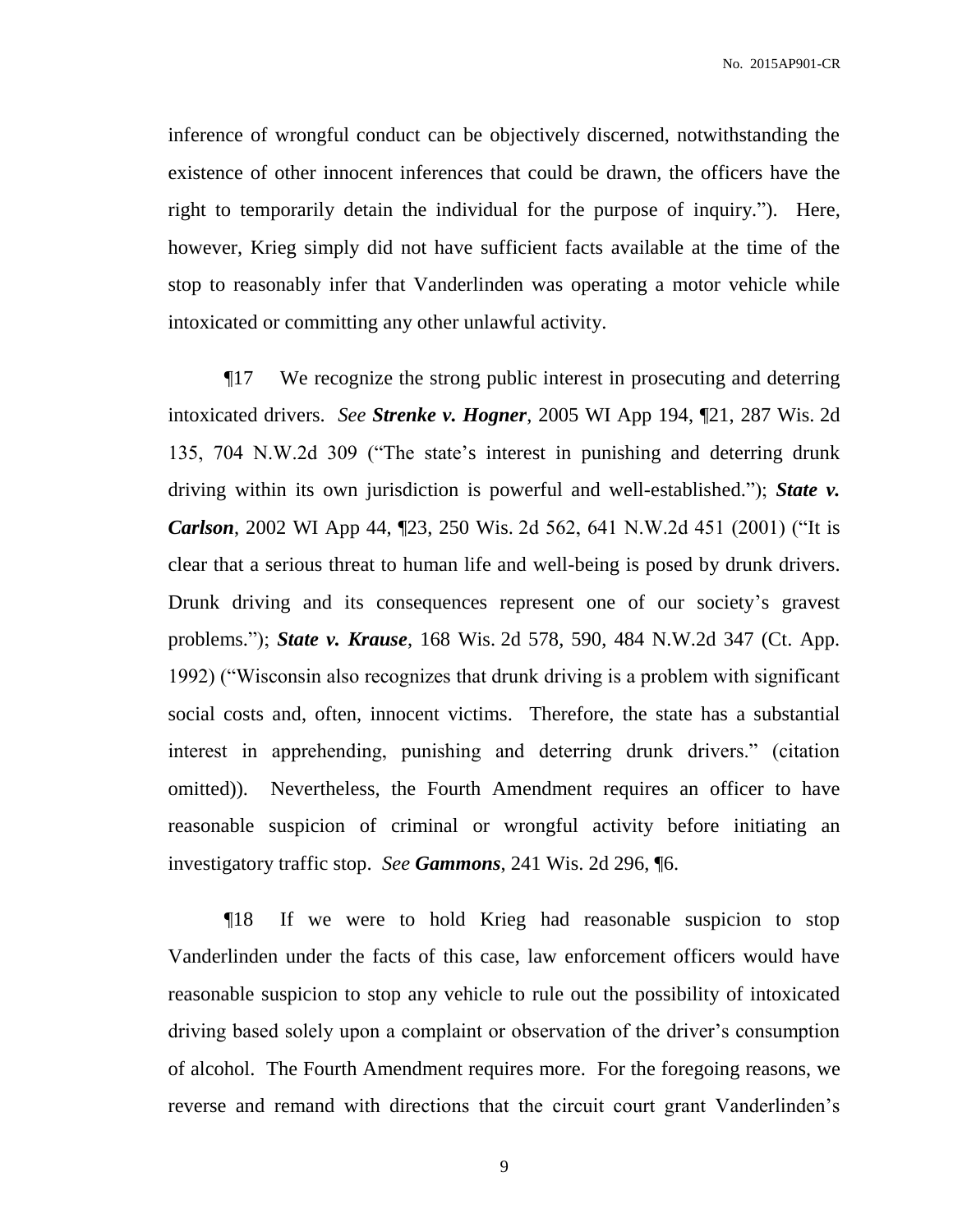inference of wrongful conduct can be objectively discerned, notwithstanding the existence of other innocent inferences that could be drawn, the officers have the right to temporarily detain the individual for the purpose of inquiry."). Here, however, Krieg simply did not have sufficient facts available at the time of the stop to reasonably infer that Vanderlinden was operating a motor vehicle while intoxicated or committing any other unlawful activity.

¶17 We recognize the strong public interest in prosecuting and deterring intoxicated drivers. *See* ***Strenke v. Hogner***, 2005 WI App 194, ¶21, 287 Wis. 2d 135, 704 N.W.2d 309 ("The state's interest in punishing and deterring drunk driving within its own jurisdiction is powerful and well-established."); ***State v. Carlson***, 2002 WI App 44, ¶23, 250 Wis. 2d 562, 641 N.W.2d 451 (2001) ("It is clear that a serious threat to human life and well-being is posed by drunk drivers. Drunk driving and its consequences represent one of our society's gravest problems."); ***State v. Krause***, 168 Wis. 2d 578, 590, 484 N.W.2d 347 (Ct. App. 1992) ("Wisconsin also recognizes that drunk driving is a problem with significant social costs and, often, innocent victims. Therefore, the state has a substantial interest in apprehending, punishing and deterring drunk drivers." (citation omitted)). Nevertheless, the Fourth Amendment requires an officer to have reasonable suspicion of criminal or wrongful activity before initiating an investigatory traffic stop. *See* ***Gammons***, 241 Wis. 2d 296, ¶6.

¶18 If we were to hold Krieg had reasonable suspicion to stop Vanderlinden under the facts of this case, law enforcement officers would have reasonable suspicion to stop any vehicle to rule out the possibility of intoxicated driving based solely upon a complaint or observation of the driver's consumption of alcohol. The Fourth Amendment requires more. For the foregoing reasons, we reverse and remand with directions that the circuit court grant Vanderlinden's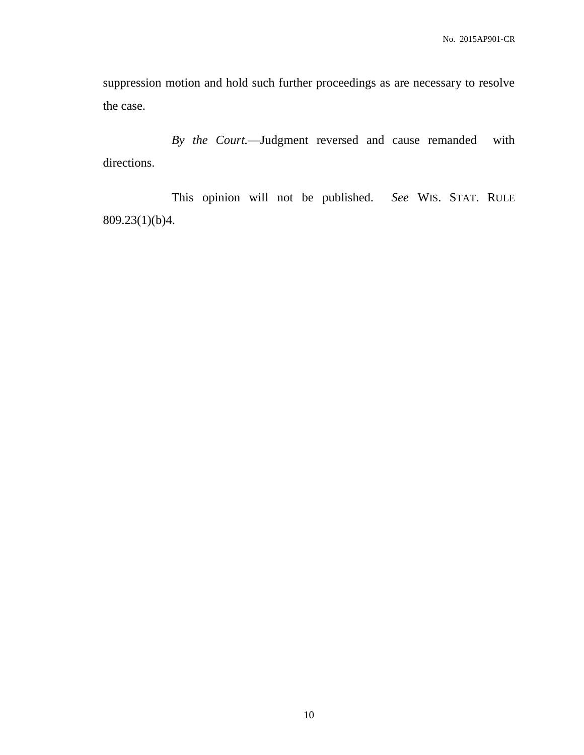suppression motion and hold such further proceedings as are necessary to resolve the case.

*By the Court.*—Judgment reversed and cause remanded with directions.

This opinion will not be published. *See* WIS. STAT. RULE 809.23(1)(b)4.